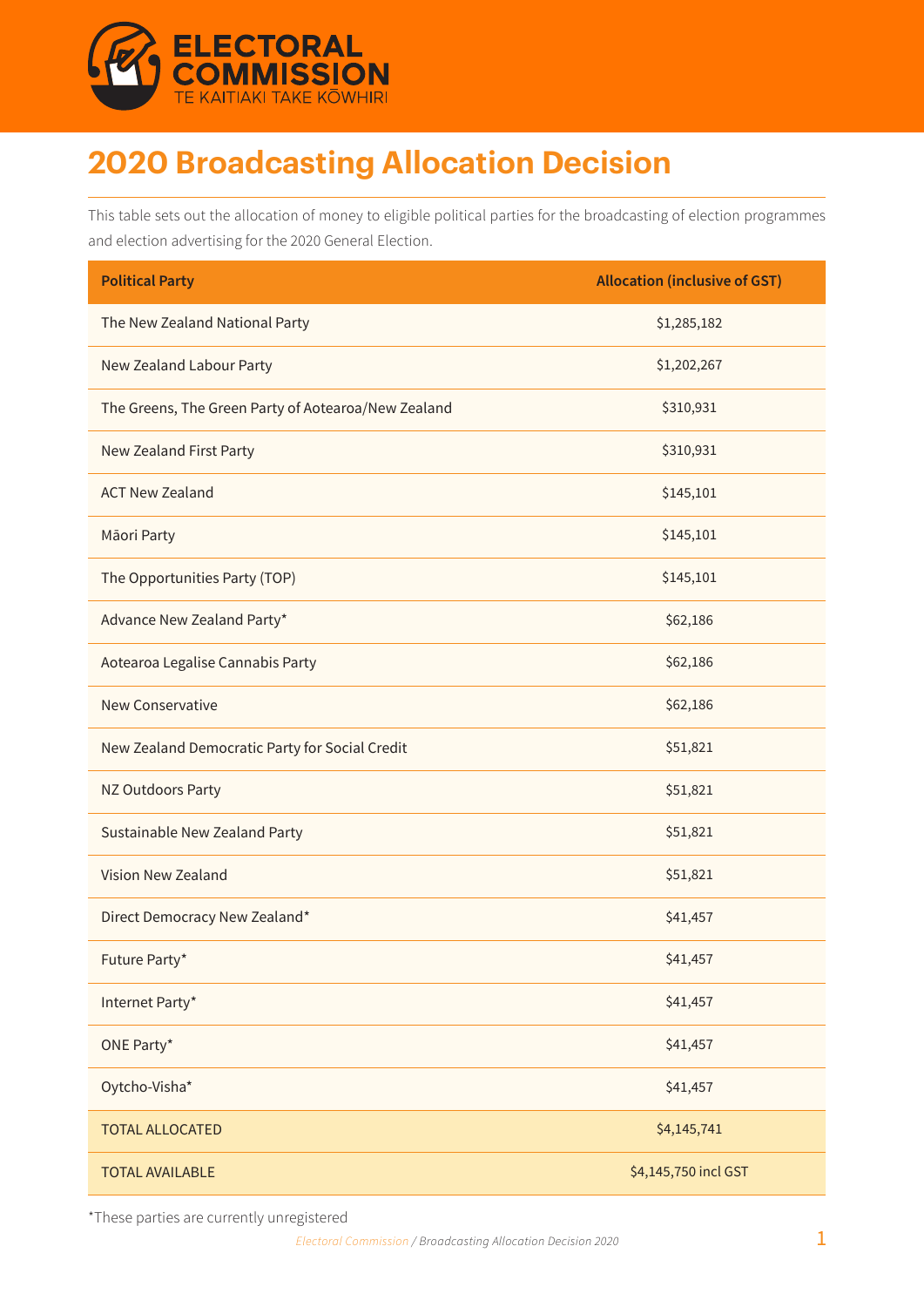ELECTORAL COMMISSION
TE KAITIAKI TAKE KŌWHIRI

# 2020 Broadcasting Allocation Decision

This table sets out the allocation of money to eligible political parties for the broadcasting of election programmes and election advertising for the 2020 General Election.

| Political Party | Allocation (inclusive of GST) |
|---|---|
| The New Zealand National Party | $1,285,182 |
| New Zealand Labour Party | $1,202,267 |
| The Greens, The Green Party of Aotearoa/New Zealand | $310,931 |
| New Zealand First Party | $310,931 |
| ACT New Zealand | $145,101 |
| Māori Party | $145,101 |
| The Opportunities Party (TOP) | $145,101 |
| Advance New Zealand Party* | $62,186 |
| Aotearoa Legalise Cannabis Party | $62,186 |
| New Conservative | $62,186 |
| New Zealand Democratic Party for Social Credit | $51,821 |
| NZ Outdoors Party | $51,821 |
| Sustainable New Zealand Party | $51,821 |
| Vision New Zealand | $51,821 |
| Direct Democracy New Zealand* | $41,457 |
| Future Party* | $41,457 |
| Internet Party* | $41,457 |
| ONE Party* | $41,457 |
| Oytcho-Visha* | $41,457 |
| TOTAL ALLOCATED | $4,145,741 |
| TOTAL AVAILABLE | $4,145,750 incl GST |

*These parties are currently unregistered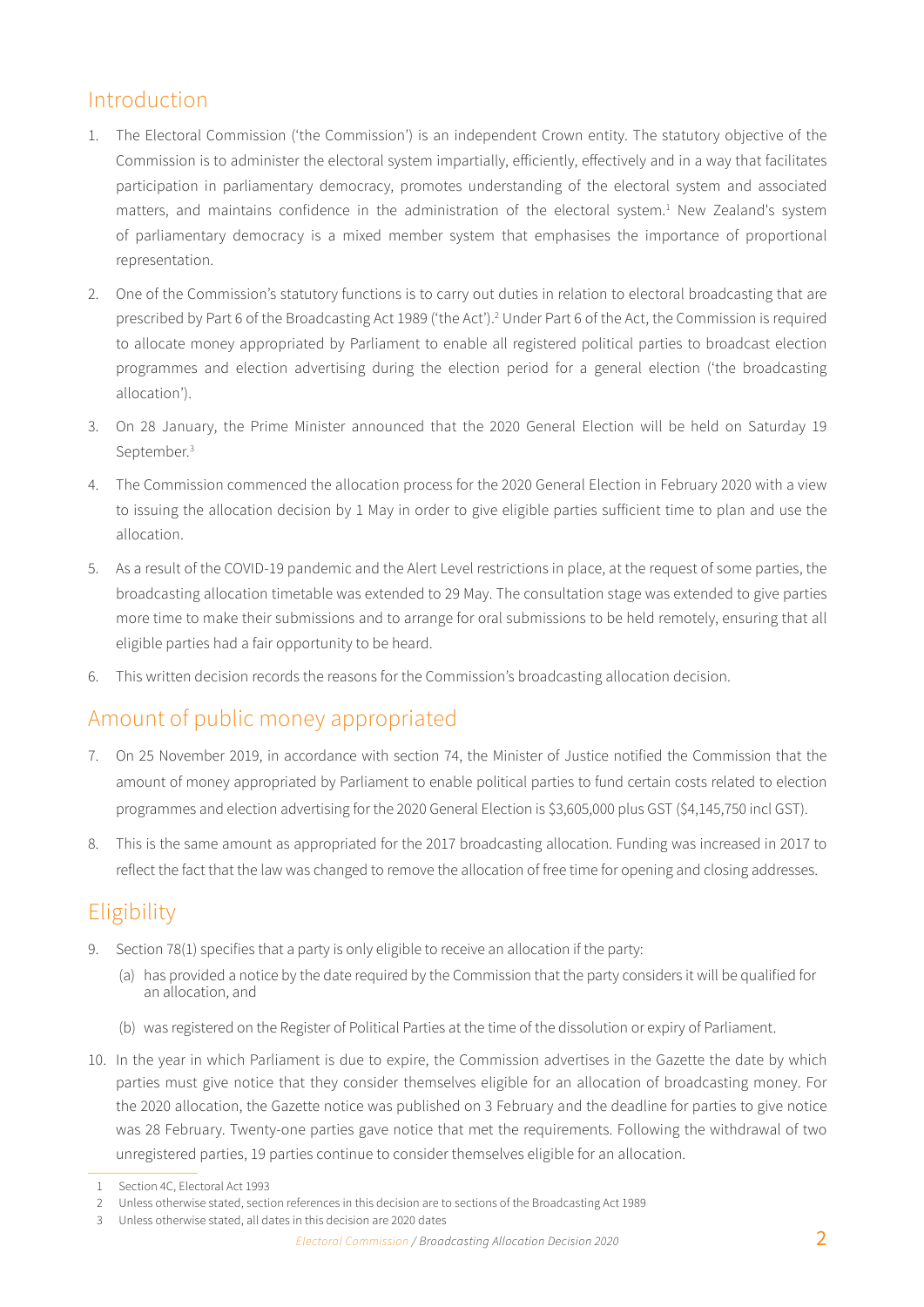## Introduction

1. The Electoral Commission ('the Commission') is an independent Crown entity. The statutory objective of the Commission is to administer the electoral system impartially, efficiently, effectively and in a way that facilitates participation in parliamentary democracy, promotes understanding of the electoral system and associated matters, and maintains confidence in the administration of the electoral system.[1] New Zealand's system of parliamentary democracy is a mixed member system that emphasises the importance of proportional representation.

2. One of the Commission's statutory functions is to carry out duties in relation to electoral broadcasting that are prescribed by Part 6 of the Broadcasting Act 1989 ('the Act').[2] Under Part 6 of the Act, the Commission is required to allocate money appropriated by Parliament to enable all registered political parties to broadcast election programmes and election advertising during the election period for a general election ('the broadcasting allocation').

3. On 28 January, the Prime Minister announced that the 2020 General Election will be held on Saturday 19 September.[3]

4. The Commission commenced the allocation process for the 2020 General Election in February 2020 with a view to issuing the allocation decision by 1 May in order to give eligible parties sufficient time to plan and use the allocation.

5. As a result of the COVID-19 pandemic and the Alert Level restrictions in place, at the request of some parties, the broadcasting allocation timetable was extended to 29 May. The consultation stage was extended to give parties more time to make their submissions and to arrange for oral submissions to be held remotely, ensuring that all eligible parties had a fair opportunity to be heard.

6. This written decision records the reasons for the Commission's broadcasting allocation decision.

## Amount of public money appropriated

7. On 25 November 2019, in accordance with section 74, the Minister of Justice notified the Commission that the amount of money appropriated by Parliament to enable political parties to fund certain costs related to election programmes and election advertising for the 2020 General Election is $3,605,000 plus GST ($4,145,750 incl GST).

8. This is the same amount as appropriated for the 2017 broadcasting allocation. Funding was increased in 2017 to reflect the fact that the law was changed to remove the allocation of free time for opening and closing addresses.

## Eligibility

9. Section 78(1) specifies that a party is only eligible to receive an allocation if the party:
   (a) has provided a notice by the date required by the Commission that the party considers it will be qualified for an allocation, and
   (b) was registered on the Register of Political Parties at the time of the dissolution or expiry of Parliament.

10. In the year in which Parliament is due to expire, the Commission advertises in the Gazette the date by which parties must give notice that they consider themselves eligible for an allocation of broadcasting money. For the 2020 allocation, the Gazette notice was published on 3 February and the deadline for parties to give notice was 28 February. Twenty-one parties gave notice that met the requirements. Following the withdrawal of two unregistered parties, 19 parties continue to consider themselves eligible for an allocation.

---

1 Section 4C, Electoral Act 1993

2 Unless otherwise stated, section references in this decision are to sections of the Broadcasting Act 1989

3 Unless otherwise stated, all dates in this decision are 2020 dates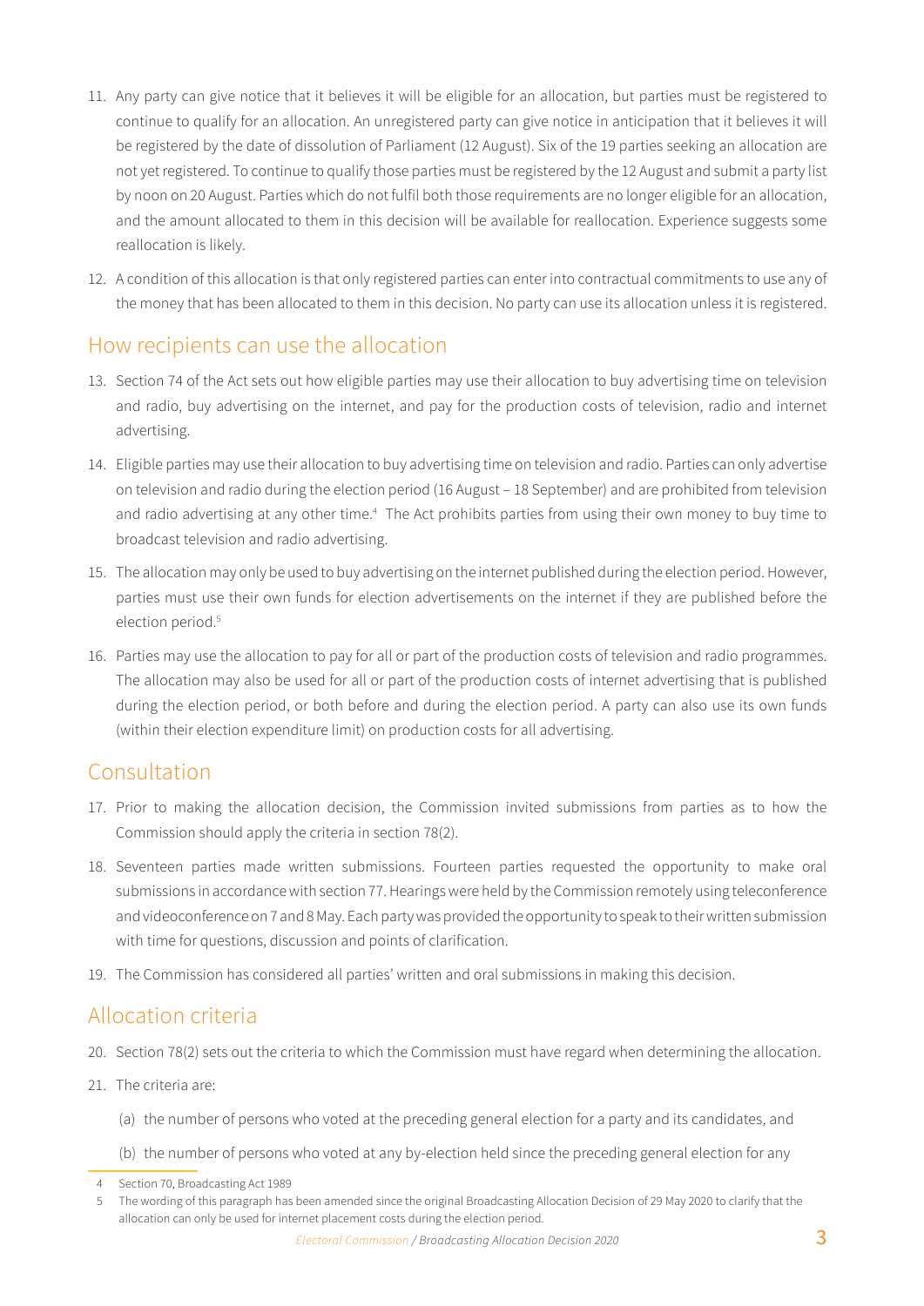11. Any party can give notice that it believes it will be eligible for an allocation, but parties must be registered to continue to qualify for an allocation. An unregistered party can give notice in anticipation that it believes it will be registered by the date of dissolution of Parliament (12 August). Six of the 19 parties seeking an allocation are not yet registered. To continue to qualify those parties must be registered by the 12 August and submit a party list by noon on 20 August. Parties which do not fulfil both those requirements are no longer eligible for an allocation, and the amount allocated to them in this decision will be available for reallocation. Experience suggests some reallocation is likely.

12. A condition of this allocation is that only registered parties can enter into contractual commitments to use any of the money that has been allocated to them in this decision. No party can use its allocation unless it is registered.

## How recipients can use the allocation

13. Section 74 of the Act sets out how eligible parties may use their allocation to buy advertising time on television and radio, buy advertising on the internet, and pay for the production costs of television, radio and internet advertising.

14. Eligible parties may use their allocation to buy advertising time on television and radio. Parties can only advertise on television and radio during the election period (16 August – 18 September) and are prohibited from television and radio advertising at any other time.[4] The Act prohibits parties from using their own money to buy time to broadcast television and radio advertising.

15. The allocation may only be used to buy advertising on the internet published during the election period. However, parties must use their own funds for election advertisements on the internet if they are published before the election period.[5]

16. Parties may use the allocation to pay for all or part of the production costs of television and radio programmes. The allocation may also be used for all or part of the production costs of internet advertising that is published during the election period, or both before and during the election period. A party can also use its own funds (within their election expenditure limit) on production costs for all advertising.

## Consultation

17. Prior to making the allocation decision, the Commission invited submissions from parties as to how the Commission should apply the criteria in section 78(2).

18. Seventeen parties made written submissions. Fourteen parties requested the opportunity to make oral submissions in accordance with section 77. Hearings were held by the Commission remotely using teleconference and videoconference on 7 and 8 May. Each party was provided the opportunity to speak to their written submission with time for questions, discussion and points of clarification.

19. The Commission has considered all parties' written and oral submissions in making this decision.

## Allocation criteria

20. Section 78(2) sets out the criteria to which the Commission must have regard when determining the allocation.

21. The criteria are:

    (a) the number of persons who voted at the preceding general election for a party and its candidates, and

    (b) the number of persons who voted at any by-election held since the preceding general election for any

---

4 Section 70, Broadcasting Act 1989

5 The wording of this paragraph has been amended since the original Broadcasting Allocation Decision of 29 May 2020 to clarify that the allocation can only be used for internet placement costs during the election period.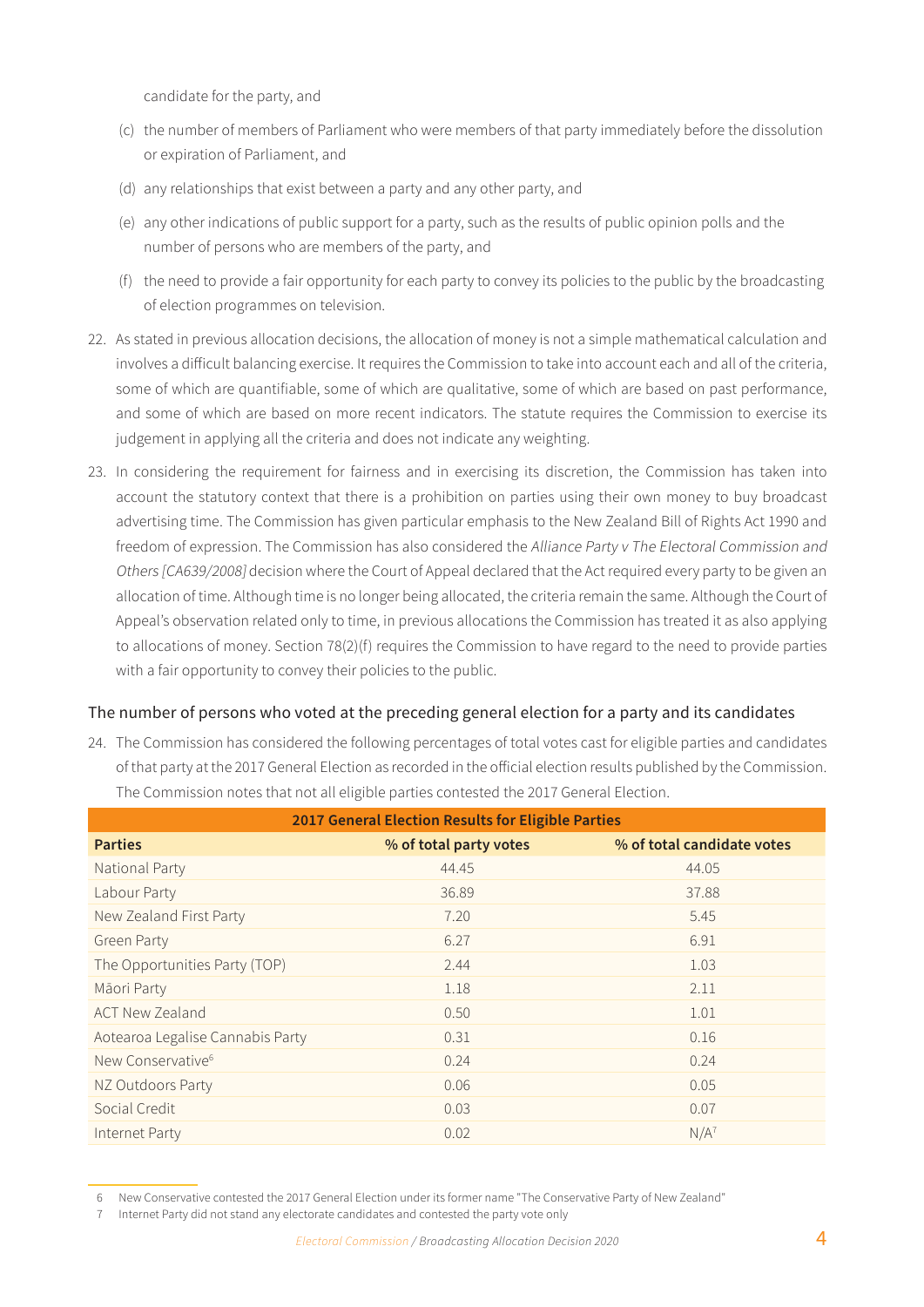candidate for the party, and

(c) the number of members of Parliament who were members of that party immediately before the dissolution or expiration of Parliament, and

(d) any relationships that exist between a party and any other party, and

(e) any other indications of public support for a party, such as the results of public opinion polls and the number of persons who are members of the party, and

(f) the need to provide a fair opportunity for each party to convey its policies to the public by the broadcasting of election programmes on television.

22. As stated in previous allocation decisions, the allocation of money is not a simple mathematical calculation and involves a difficult balancing exercise. It requires the Commission to take into account each and all of the criteria, some of which are quantifiable, some of which are qualitative, some of which are based on past performance, and some of which are based on more recent indicators. The statute requires the Commission to exercise its judgement in applying all the criteria and does not indicate any weighting.

23. In considering the requirement for fairness and in exercising its discretion, the Commission has taken into account the statutory context that there is a prohibition on parties using their own money to buy broadcast advertising time. The Commission has given particular emphasis to the New Zealand Bill of Rights Act 1990 and freedom of expression. The Commission has also considered the *Alliance Party v The Electoral Commission and Others [CA639/2008]* decision where the Court of Appeal declared that the Act required every party to be given an allocation of time. Although time is no longer being allocated, the criteria remain the same. Although the Court of Appeal's observation related only to time, in previous allocations the Commission has treated it as also applying to allocations of money. Section 78(2)(f) requires the Commission to have regard to the need to provide parties with a fair opportunity to convey their policies to the public.

## The number of persons who voted at the preceding general election for a party and its candidates

24. The Commission has considered the following percentages of total votes cast for eligible parties and candidates of that party at the 2017 General Election as recorded in the official election results published by the Commission. The Commission notes that not all eligible parties contested the 2017 General Election.

| 2017 General Election Results for Eligible Parties | | |
|---|---|---|
| **Parties** | **% of total party votes** | **% of total candidate votes** |
| National Party | 44.45 | 44.05 |
| Labour Party | 36.89 | 37.88 |
| New Zealand First Party | 7.20 | 5.45 |
| Green Party | 6.27 | 6.91 |
| The Opportunities Party (TOP) | 2.44 | 1.03 |
| Māori Party | 1.18 | 2.11 |
| ACT New Zealand | 0.50 | 1.01 |
| Aotearoa Legalise Cannabis Party | 0.31 | 0.16 |
| New Conservative[6] | 0.24 | 0.24 |
| NZ Outdoors Party | 0.06 | 0.05 |
| Social Credit | 0.03 | 0.07 |
| Internet Party | 0.02 | N/A[7] |

6 New Conservative contested the 2017 General Election under its former name "The Conservative Party of New Zealand"

7 Internet Party did not stand any electorate candidates and contested the party vote only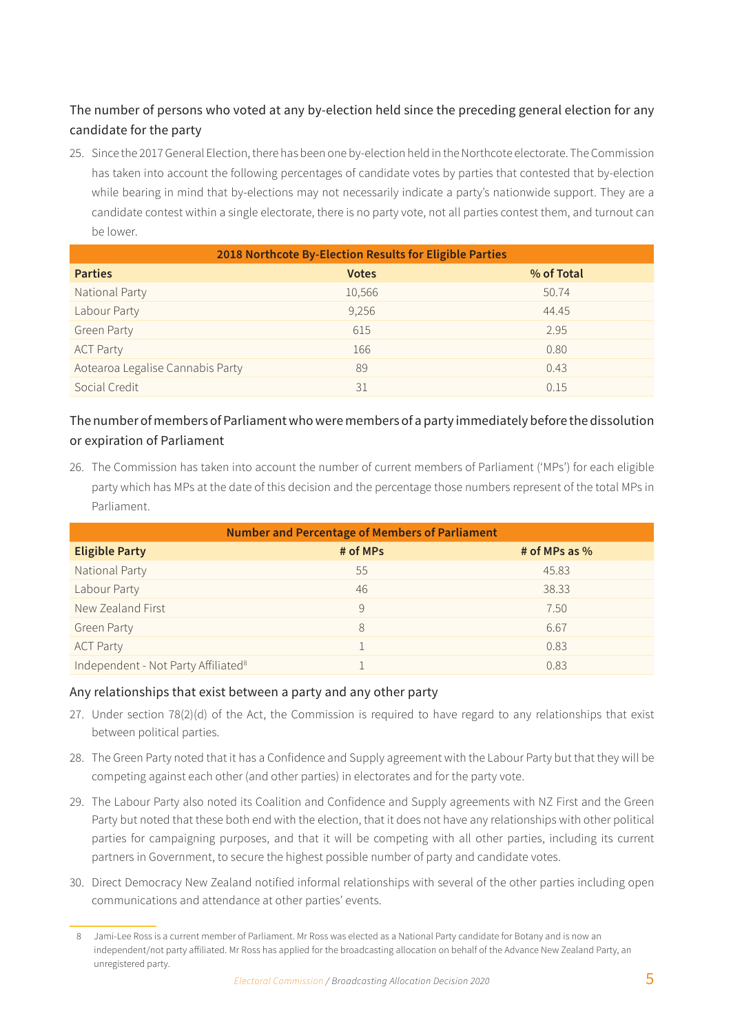### The number of persons who voted at any by-election held since the preceding general election for any candidate for the party

25. Since the 2017 General Election, there has been one by-election held in the Northcote electorate. The Commission has taken into account the following percentages of candidate votes by parties that contested that by-election while bearing in mind that by-elections may not necessarily indicate a party's nationwide support. They are a candidate contest within a single electorate, there is no party vote, not all parties contest them, and turnout can be lower.

| 2018 Northcote By-Election Results for Eligible Parties | | |
|---|---|---|
| **Parties** | **Votes** | **% of Total** |
| National Party | 10,566 | 50.74 |
| Labour Party | 9,256 | 44.45 |
| Green Party | 615 | 2.95 |
| ACT Party | 166 | 0.80 |
| Aotearoa Legalise Cannabis Party | 89 | 0.43 |
| Social Credit | 31 | 0.15 |

### The number of members of Parliament who were members of a party immediately before the dissolution or expiration of Parliament

26. The Commission has taken into account the number of current members of Parliament ('MPs') for each eligible party which has MPs at the date of this decision and the percentage those numbers represent of the total MPs in Parliament.

| Number and Percentage of Members of Parliament | | |
|---|---|---|
| **Eligible Party** | **# of MPs** | **# of MPs as %** |
| National Party | 55 | 45.83 |
| Labour Party | 46 | 38.33 |
| New Zealand First | 9 | 7.50 |
| Green Party | 8 | 6.67 |
| ACT Party | 1 | 0.83 |
| Independent - Not Party Affiliated[8] | 1 | 0.83 |

### Any relationships that exist between a party and any other party

27. Under section 78(2)(d) of the Act, the Commission is required to have regard to any relationships that exist between political parties.

28. The Green Party noted that it has a Confidence and Supply agreement with the Labour Party but that they will be competing against each other (and other parties) in electorates and for the party vote.

29. The Labour Party also noted its Coalition and Confidence and Supply agreements with NZ First and the Green Party but noted that these both end with the election, that it does not have any relationships with other political parties for campaigning purposes, and that it will be competing with all other parties, including its current partners in Government, to secure the highest possible number of party and candidate votes.

30. Direct Democracy New Zealand notified informal relationships with several of the other parties including open communications and attendance at other parties' events.

---

8 Jami-Lee Ross is a current member of Parliament. Mr Ross was elected as a National Party candidate for Botany and is now an independent/not party affiliated. Mr Ross has applied for the broadcasting allocation on behalf of the Advance New Zealand Party, an unregistered party.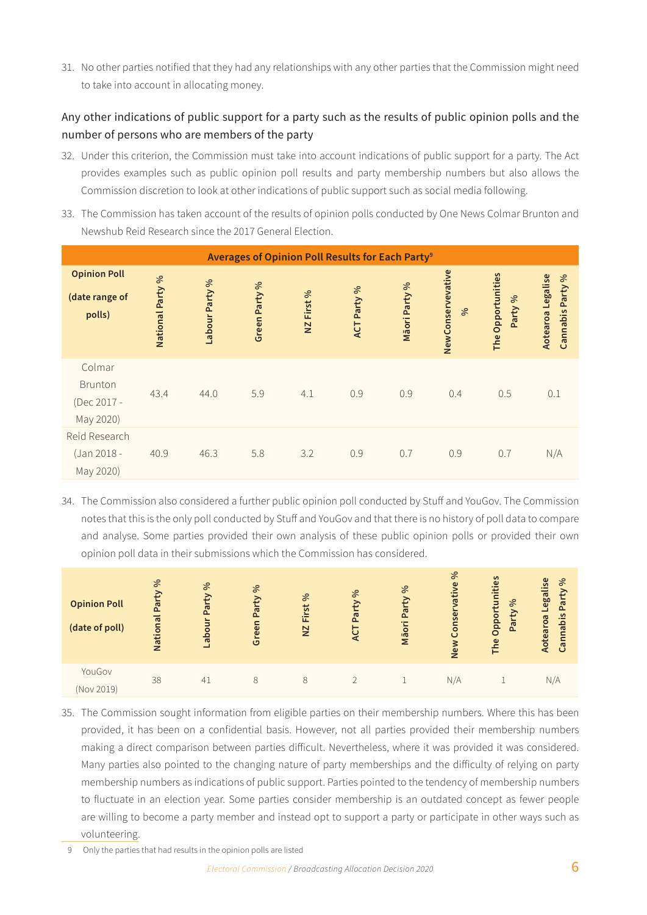31. No other parties notified that they had any relationships with any other parties that the Commission might need to take into account in allocating money.

## Any other indications of public support for a party such as the results of public opinion polls and the number of persons who are members of the party

32. Under this criterion, the Commission must take into account indications of public support for a party. The Act provides examples such as public opinion poll results and party membership numbers but also allows the Commission discretion to look at other indications of public support such as social media following.

33. The Commission has taken account of the results of opinion polls conducted by One News Colmar Brunton and Newshub Reid Research since the 2017 General Election.

| Averages of Opinion Poll Results for Each Party[9] | | | | | | | | | |
|---|---|---|---|---|---|---|---|---|---|
| **Opinion Poll (date range of polls)** | **National Party %** | **Labour Party %** | **Green Party %** | **NZ First %** | **ACT Party %** | **Māori Party %** | **New Conservative %** | **The Opportunities Party %** | **Aotearoa Legalise Cannabis Party %** |
| Colmar Brunton (Dec 2017 - May 2020) | 43.4 | 44.0 | 5.9 | 4.1 | 0.9 | 0.9 | 0.4 | 0.5 | 0.1 |
| Reid Research (Jan 2018 - May 2020) | 40.9 | 46.3 | 5.8 | 3.2 | 0.9 | 0.7 | 0.9 | 0.7 | N/A |

34. The Commission also considered a further public opinion poll conducted by Stuff and YouGov. The Commission notes that this is the only poll conducted by Stuff and YouGov and that there is no history of poll data to compare and analyse. Some parties provided their own analysis of these public opinion polls or provided their own opinion poll data in their submissions which the Commission has considered.

| **Opinion Poll (date of poll)** | **National Party %** | **Labour Party %** | **Green Party %** | **NZ First %** | **ACT Party %** | **Māori Party %** | **New Conservative %** | **The Opportunities Party %** | **Aotearoa Legalise Cannabis Party %** |
|---|---|---|---|---|---|---|---|---|---|
| YouGov (Nov 2019) | 38 | 41 | 8 | 8 | 2 | 1 | N/A | 1 | N/A |

35. The Commission sought information from eligible parties on their membership numbers. Where this has been provided, it has been on a confidential basis. However, not all parties provided their membership numbers making a direct comparison between parties difficult. Nevertheless, where it was provided it was considered. Many parties also pointed to the changing nature of party memberships and the difficulty of relying on party membership numbers as indications of public support. Parties pointed to the tendency of membership numbers to fluctuate in an election year. Some parties consider membership is an outdated concept as fewer people are willing to become a party member and instead opt to support a party or participate in other ways such as volunteering.

9 Only the parties that had results in the opinion polls are listed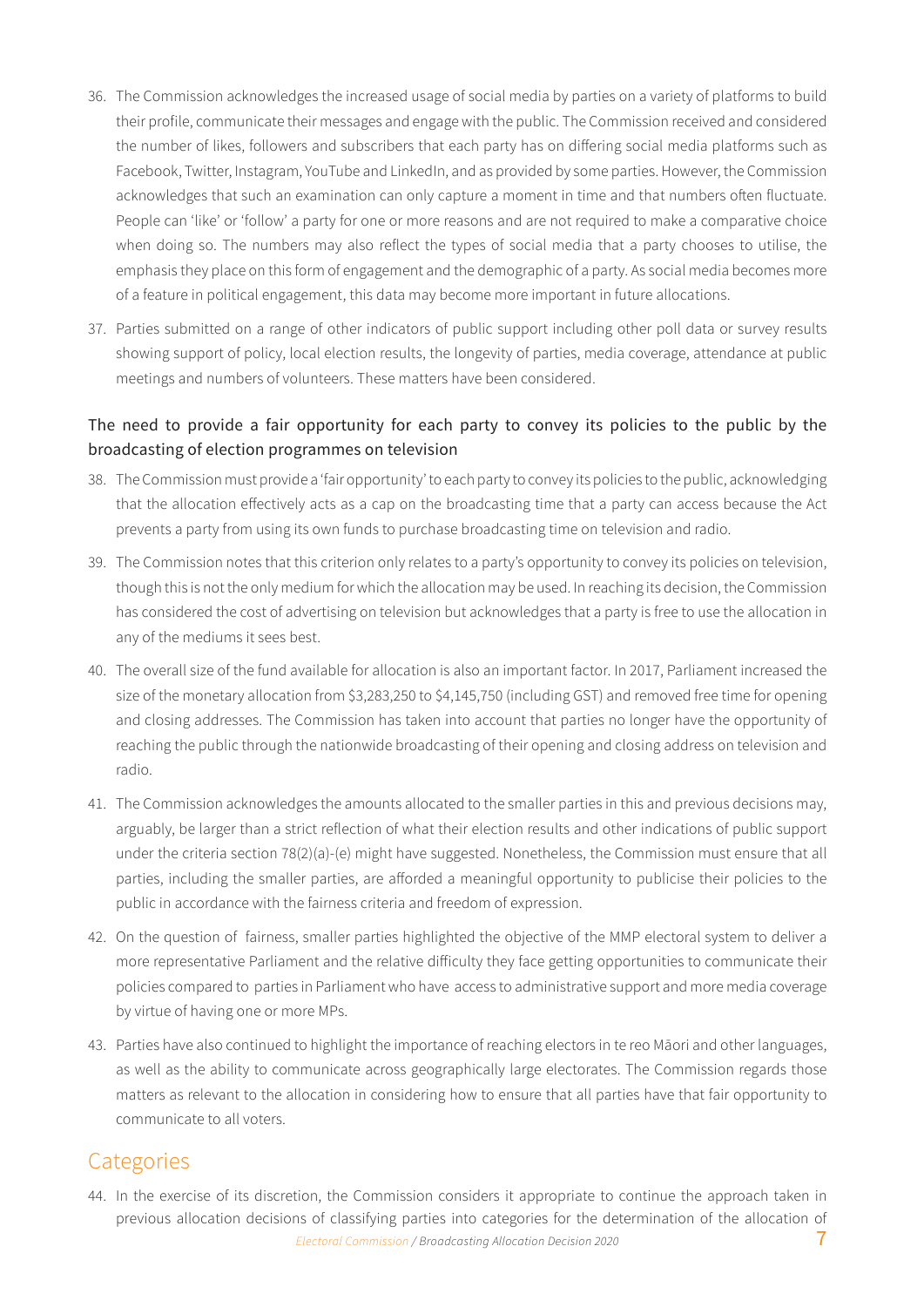36. The Commission acknowledges the increased usage of social media by parties on a variety of platforms to build their profile, communicate their messages and engage with the public. The Commission received and considered the number of likes, followers and subscribers that each party has on differing social media platforms such as Facebook, Twitter, Instagram, YouTube and LinkedIn, and as provided by some parties. However, the Commission acknowledges that such an examination can only capture a moment in time and that numbers often fluctuate. People can 'like' or 'follow' a party for one or more reasons and are not required to make a comparative choice when doing so. The numbers may also reflect the types of social media that a party chooses to utilise, the emphasis they place on this form of engagement and the demographic of a party. As social media becomes more of a feature in political engagement, this data may become more important in future allocations.

37. Parties submitted on a range of other indicators of public support including other poll data or survey results showing support of policy, local election results, the longevity of parties, media coverage, attendance at public meetings and numbers of volunteers. These matters have been considered.

### The need to provide a fair opportunity for each party to convey its policies to the public by the broadcasting of election programmes on television

38. The Commission must provide a 'fair opportunity' to each party to convey its policies to the public, acknowledging that the allocation effectively acts as a cap on the broadcasting time that a party can access because the Act prevents a party from using its own funds to purchase broadcasting time on television and radio.

39. The Commission notes that this criterion only relates to a party's opportunity to convey its policies on television, though this is not the only medium for which the allocation may be used. In reaching its decision, the Commission has considered the cost of advertising on television but acknowledges that a party is free to use the allocation in any of the mediums it sees best.

40. The overall size of the fund available for allocation is also an important factor. In 2017, Parliament increased the size of the monetary allocation from $3,283,250 to $4,145,750 (including GST) and removed free time for opening and closing addresses. The Commission has taken into account that parties no longer have the opportunity of reaching the public through the nationwide broadcasting of their opening and closing address on television and radio.

41. The Commission acknowledges the amounts allocated to the smaller parties in this and previous decisions may, arguably, be larger than a strict reflection of what their election results and other indications of public support under the criteria section 78(2)(a)-(e) might have suggested. Nonetheless, the Commission must ensure that all parties, including the smaller parties, are afforded a meaningful opportunity to publicise their policies to the public in accordance with the fairness criteria and freedom of expression.

42. On the question of fairness, smaller parties highlighted the objective of the MMP electoral system to deliver a more representative Parliament and the relative difficulty they face getting opportunities to communicate their policies compared to parties in Parliament who have access to administrative support and more media coverage by virtue of having one or more MPs.

43. Parties have also continued to highlight the importance of reaching electors in te reo Māori and other languages, as well as the ability to communicate across geographically large electorates. The Commission regards those matters as relevant to the allocation in considering how to ensure that all parties have that fair opportunity to communicate to all voters.

## Categories

44. In the exercise of its discretion, the Commission considers it appropriate to continue the approach taken in previous allocation decisions of classifying parties into categories for the determination of the allocation of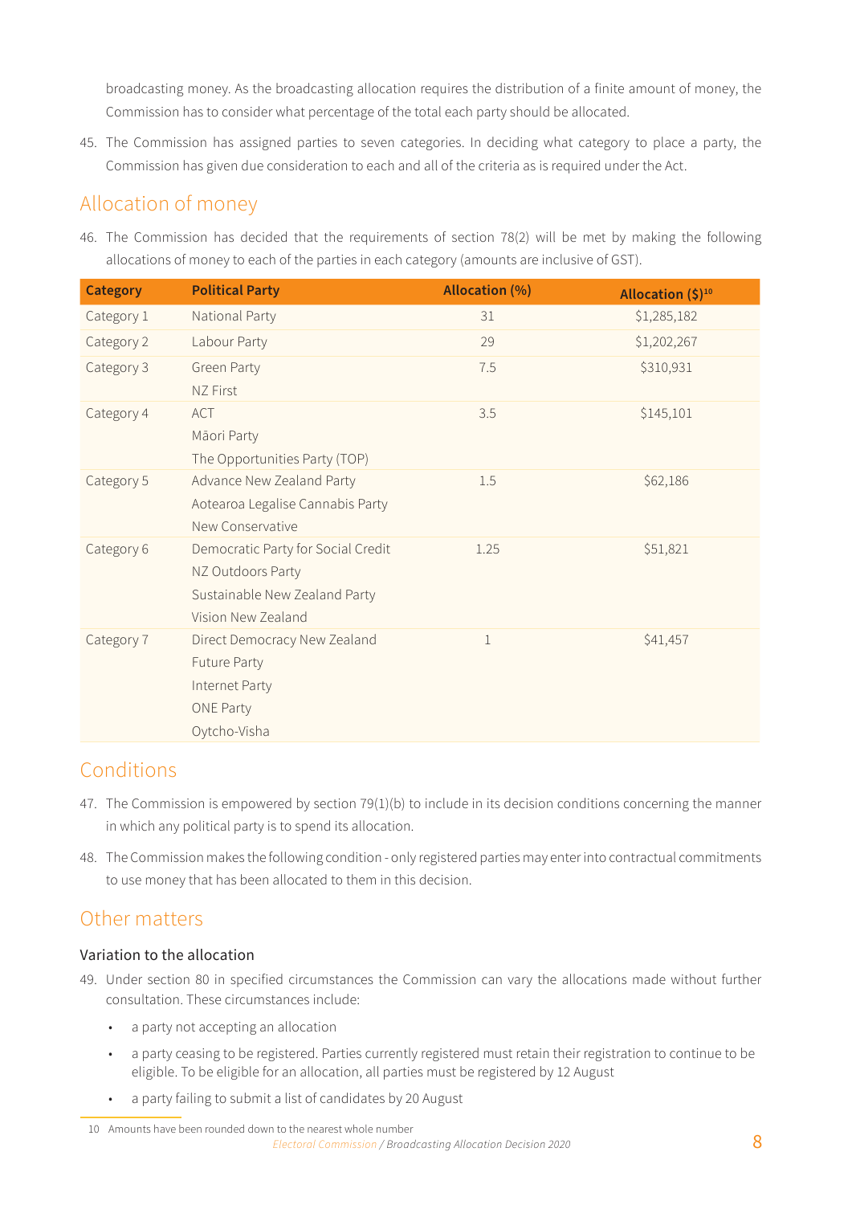broadcasting money. As the broadcasting allocation requires the distribution of a finite amount of money, the Commission has to consider what percentage of the total each party should be allocated.

45. The Commission has assigned parties to seven categories. In deciding what category to place a party, the Commission has given due consideration to each and all of the criteria as is required under the Act.

## Allocation of money

46. The Commission has decided that the requirements of section 78(2) will be met by making the following allocations of money to each of the parties in each category (amounts are inclusive of GST).

| Category | Political Party | Allocation (%) | Allocation ($)[10] |
|---|---|---|---|
| Category 1 | National Party | 31 | $1,285,182 |
| Category 2 | Labour Party | 29 | $1,202,267 |
| Category 3 | Green Party<br>NZ First | 7.5 | $310,931 |
| Category 4 | ACT<br>Māori Party<br>The Opportunities Party (TOP) | 3.5 | $145,101 |
| Category 5 | Advance New Zealand Party<br>Aotearoa Legalise Cannabis Party<br>New Conservative | 1.5 | $62,186 |
| Category 6 | Democratic Party for Social Credit<br>NZ Outdoors Party<br>Sustainable New Zealand Party<br>Vision New Zealand | 1.25 | $51,821 |
| Category 7 | Direct Democracy New Zealand<br>Future Party<br>Internet Party<br>ONE Party<br>Oytcho-Visha | 1 | $41,457 |

## Conditions

47. The Commission is empowered by section 79(1)(b) to include in its decision conditions concerning the manner in which any political party is to spend its allocation.

48. The Commission makes the following condition - only registered parties may enter into contractual commitments to use money that has been allocated to them in this decision.

## Other matters

### Variation to the allocation

49. Under section 80 in specified circumstances the Commission can vary the allocations made without further consultation. These circumstances include:

- a party not accepting an allocation
- a party ceasing to be registered. Parties currently registered must retain their registration to continue to be eligible. To be eligible for an allocation, all parties must be registered by 12 August
- a party failing to submit a list of candidates by 20 August

10 Amounts have been rounded down to the nearest whole number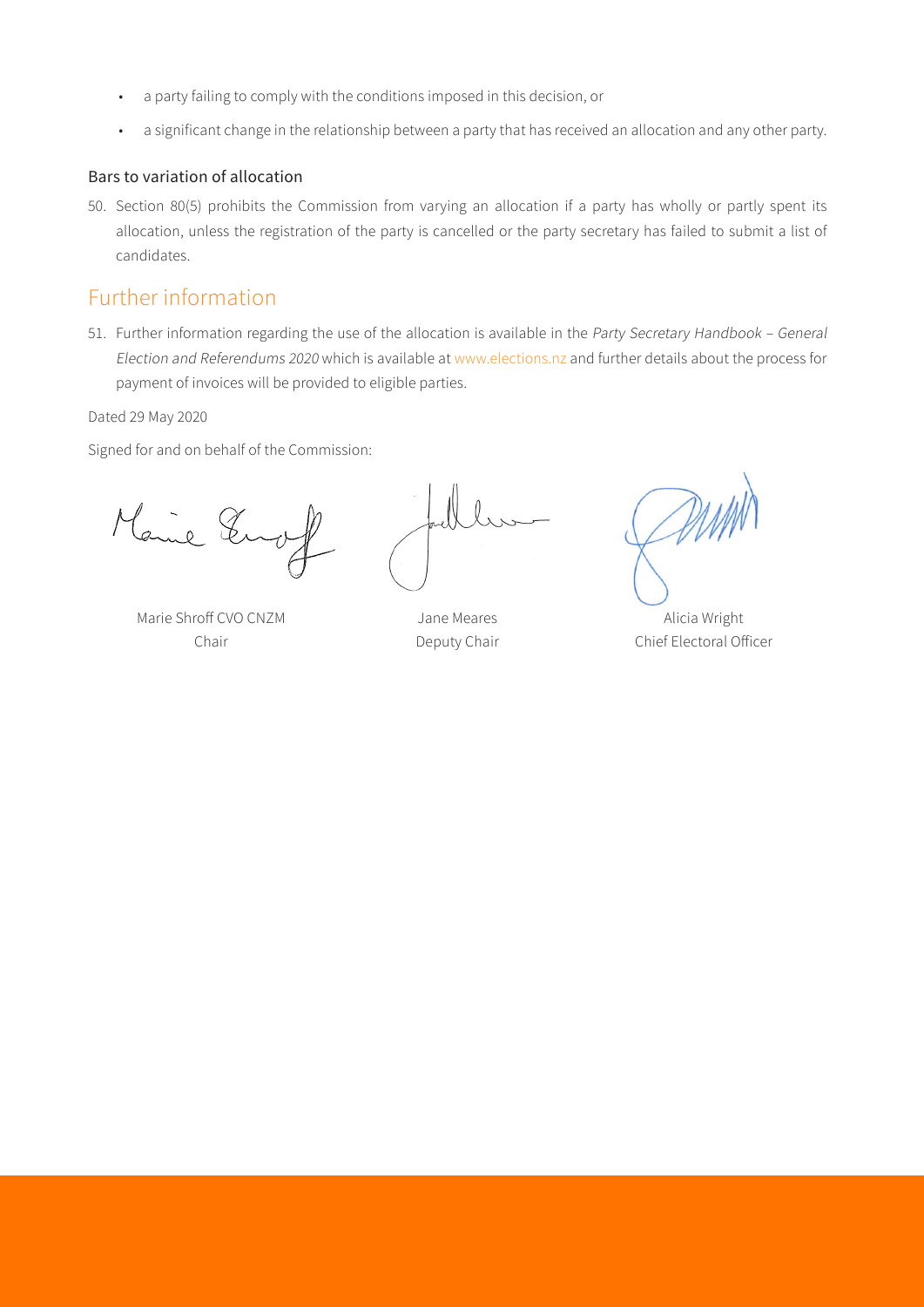- a party failing to comply with the conditions imposed in this decision, or
- a significant change in the relationship between a party that has received an allocation and any other party.

### Bars to variation of allocation

50. Section 80(5) prohibits the Commission from varying an allocation if a party has wholly or partly spent its allocation, unless the registration of the party is cancelled or the party secretary has failed to submit a list of candidates.

## Further information

51. Further information regarding the use of the allocation is available in the *Party Secretary Handbook – General Election and Referendums 2020* which is available at www.elections.nz and further details about the process for payment of invoices will be provided to eligible parties.

Dated 29 May 2020

Signed for and on behalf of the Commission:

| | | |
|---|---|---|
| Marie Shroff CVO CNZM | Jane Meares | Alicia Wright |
| Chair | Deputy Chair | Chief Electoral Officer |